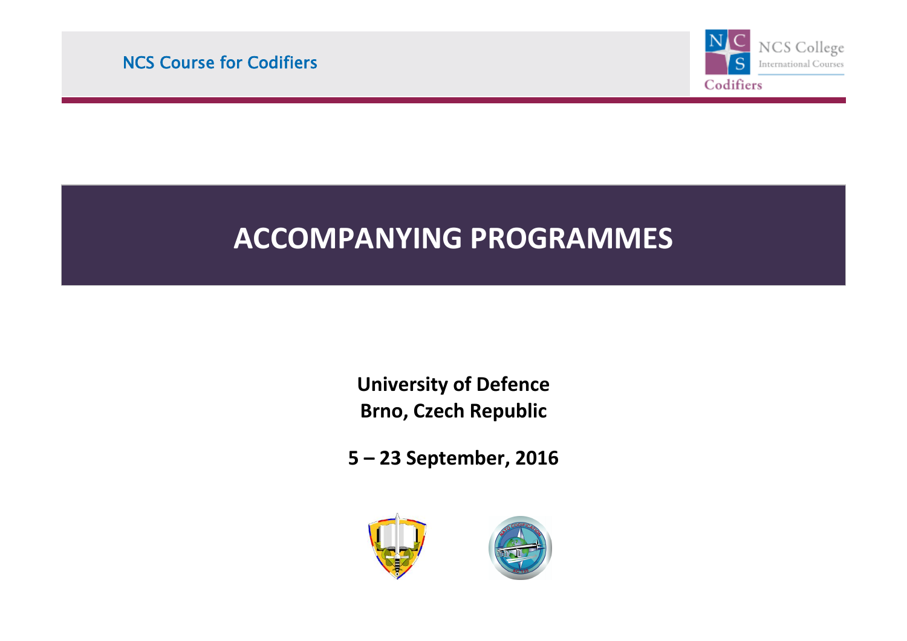NCS Course for Codifiers

# ACCOMPANYING PROGRAMMES

**University of Defence**
**Brno, Czech Republic**

**5 – 23 September, 2016**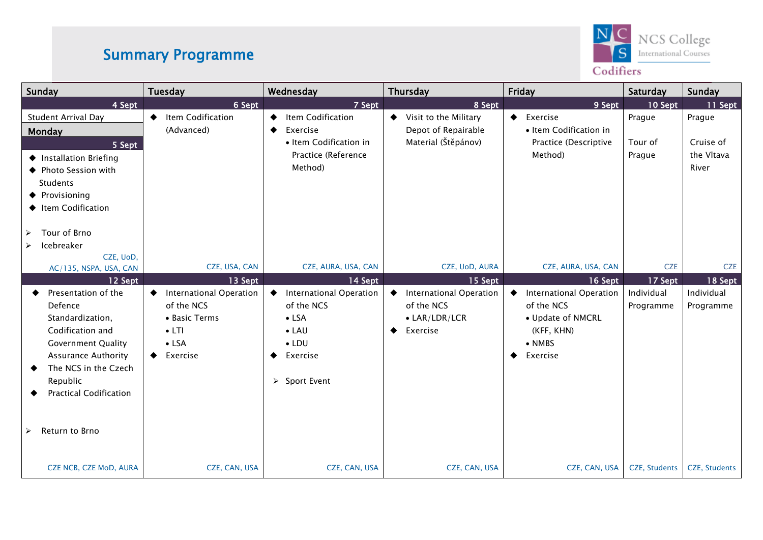# Summary Programme

NCS College
International Courses
Codifiers

| Sunday | Tuesday | Wednesday | Thursday | Friday | Saturday | Sunday |
|---|---|---|---|---|---|---|
| 4 Sept | 6 Sept | 7 Sept | 8 Sept | 9 Sept | 10 Sept | 11 Sept |
| Student Arrival Day<br>**Monday** 5 Sept<br>◆ Installation Briefing<br>◆ Photo Session with Students<br>◆ Provisioning<br>◆ Item Codification<br>➢ Tour of Brno<br>➢ Icebreaker<br>CZE, UoD, AC/135, NSPA, USA, CAN | ◆ Item Codification (Advanced)<br>CZE, USA, CAN | ◆ Item Codification<br>◆ Exercise<br>• Item Codification in Practice (Reference Method)<br>CZE, AURA, USA, CAN | ◆ Visit to the Military Depot of Repairable Material (Štěpánov)<br>CZE, UoD, AURA | ◆ Exercise<br>• Item Codification in Practice (Descriptive Method)<br>CZE, AURA, USA, CAN | Prague<br>Tour of Prague<br>CZE | Prague<br>Cruise of the Vltava River<br>CZE |
| 12 Sept | 13 Sept | 14 Sept | 15 Sept | 16 Sept | 17 Sept | 18 Sept |
| ◆ Presentation of the Defence Standardization, Codification and Government Quality Assurance Authority<br>◆ The NCS in the Czech Republic<br>◆ Practical Codification<br>➢ Return to Brno<br>CZE NCB, CZE MoD, AURA | ◆ International Operation of the NCS<br>• Basic Terms<br>• LTI<br>• LSA<br>◆ Exercise<br>CZE, CAN, USA | ◆ International Operation of the NCS<br>• LSA<br>• LAU<br>• LDU<br>◆ Exercise<br>➢ Sport Event<br>CZE, CAN, USA | ◆ International Operation of the NCS<br>• LAR/LDR/LCR<br>◆ Exercise<br>CZE, CAN, USA | ◆ International Operation of the NCS<br>• Update of NMCRL (KFF, KHN)<br>• NMBS<br>◆ Exercise<br>CZE, CAN, USA | Individual Programme<br>CZE, Students | Individual Programme<br>CZE, Students |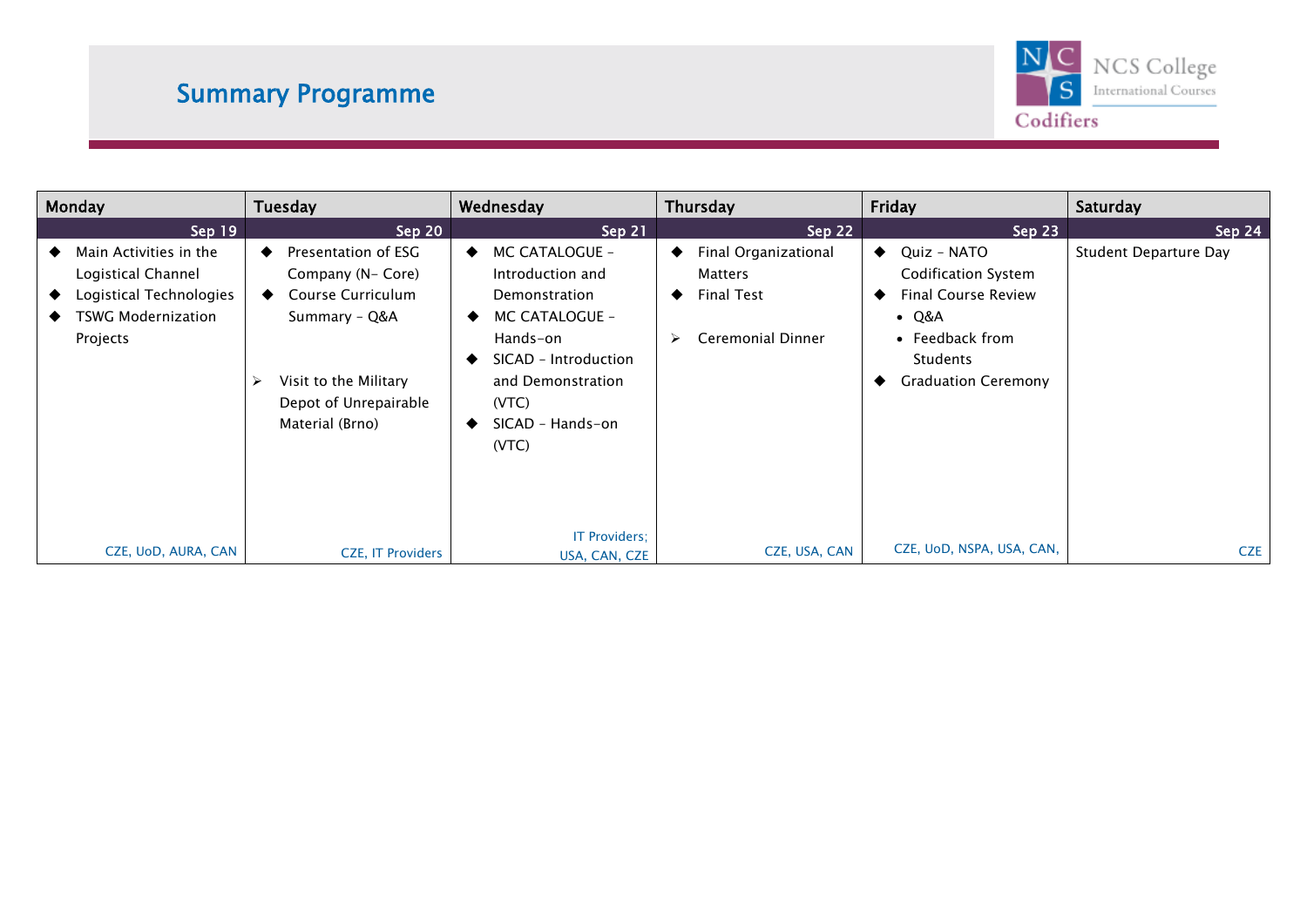# Summary Programme

| Monday | Tuesday | Wednesday | Thursday | Friday | Saturday |
|---|---|---|---|---|---|
| Sep 19 | Sep 20 | Sep 21 | Sep 22 | Sep 23 | Sep 24 |
| ◆ Main Activities in the Logistical Channel<br>◆ Logistical Technologies<br>◆ TSWG Modernization Projects | ◆ Presentation of ESG Company (N- Core)<br>◆ Course Curriculum Summary – Q&A<br><br>➢ Visit to the Military Depot of Unrepairable Material (Brno) | ◆ MC CATALOGUE – Introduction and Demonstration<br>◆ MC CATALOGUE – Hands-on<br>◆ SICAD – Introduction and Demonstration (VTC)<br>◆ SICAD – Hands-on (VTC) | ◆ Final Organizational Matters<br>◆ Final Test<br><br>➢ Ceremonial Dinner | ◆ Quiz – NATO Codification System<br>◆ Final Course Review<br>• Q&A<br>• Feedback from Students<br>◆ Graduation Ceremony | Student Departure Day |
| CZE, UoD, AURA, CAN | CZE, IT Providers | IT Providers; USA, CAN, CZE | CZE, USA, CAN | CZE, UoD, NSPA, USA, CAN, | CZE |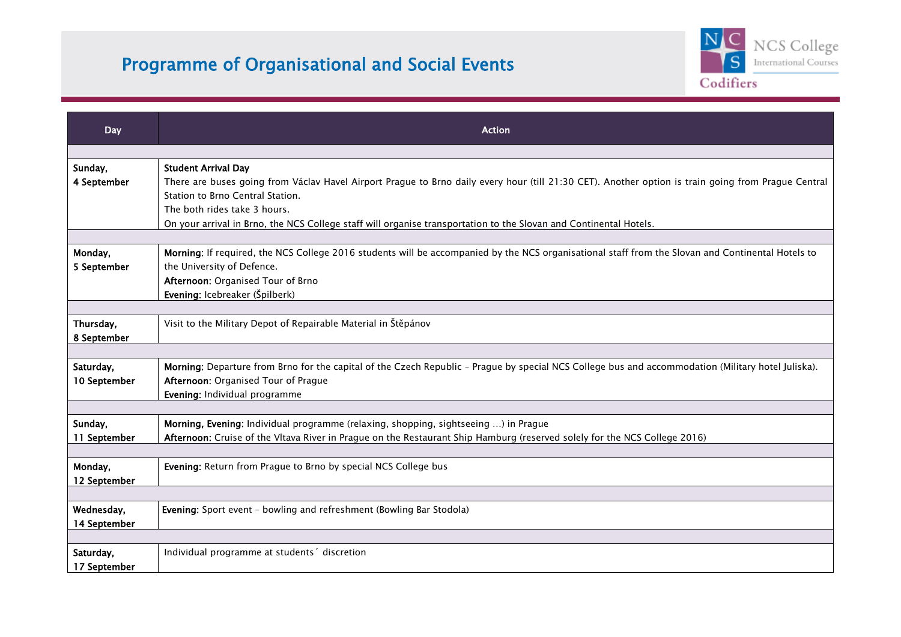# Programme of Organisational and Social Events

| Day | Action |
|---|---|
| **Sunday, 4 September** | **Student Arrival Day**<br>There are buses going from Václav Havel Airport Prague to Brno daily every hour (till 21:30 CET). Another option is train going from Prague Central Station to Brno Central Station.<br>The both rides take 3 hours.<br>On your arrival in Brno, the NCS College staff will organise transportation to the Slovan and Continental Hotels. |
| **Monday, 5 September** | **Morning:** If required, the NCS College 2016 students will be accompanied by the NCS organisational staff from the Slovan and Continental Hotels to the University of Defence.<br>**Afternoon:** Organised Tour of Brno<br>**Evening:** Icebreaker (Špilberk) |
| **Thursday, 8 September** | Visit to the Military Depot of Repairable Material in Štěpánov |
| **Saturday, 10 September** | **Morning:** Departure from Brno for the capital of the Czech Republic – Prague by special NCS College bus and accommodation (Military hotel Juliska).<br>**Afternoon:** Organised Tour of Prague<br>**Evening:** Individual programme |
| **Sunday, 11 September** | **Morning, Evening:** Individual programme (relaxing, shopping, sightseeing …) in Prague<br>**Afternoon:** Cruise of the Vltava River in Prague on the Restaurant Ship Hamburg (reserved solely for the NCS College 2016) |
| **Monday, 12 September** | **Evening:** Return from Prague to Brno by special NCS College bus |
| **Wednesday, 14 September** | **Evening:** Sport event – bowling and refreshment (Bowling Bar Stodola) |
| **Saturday, 17 September** | Individual programme at students´ discretion |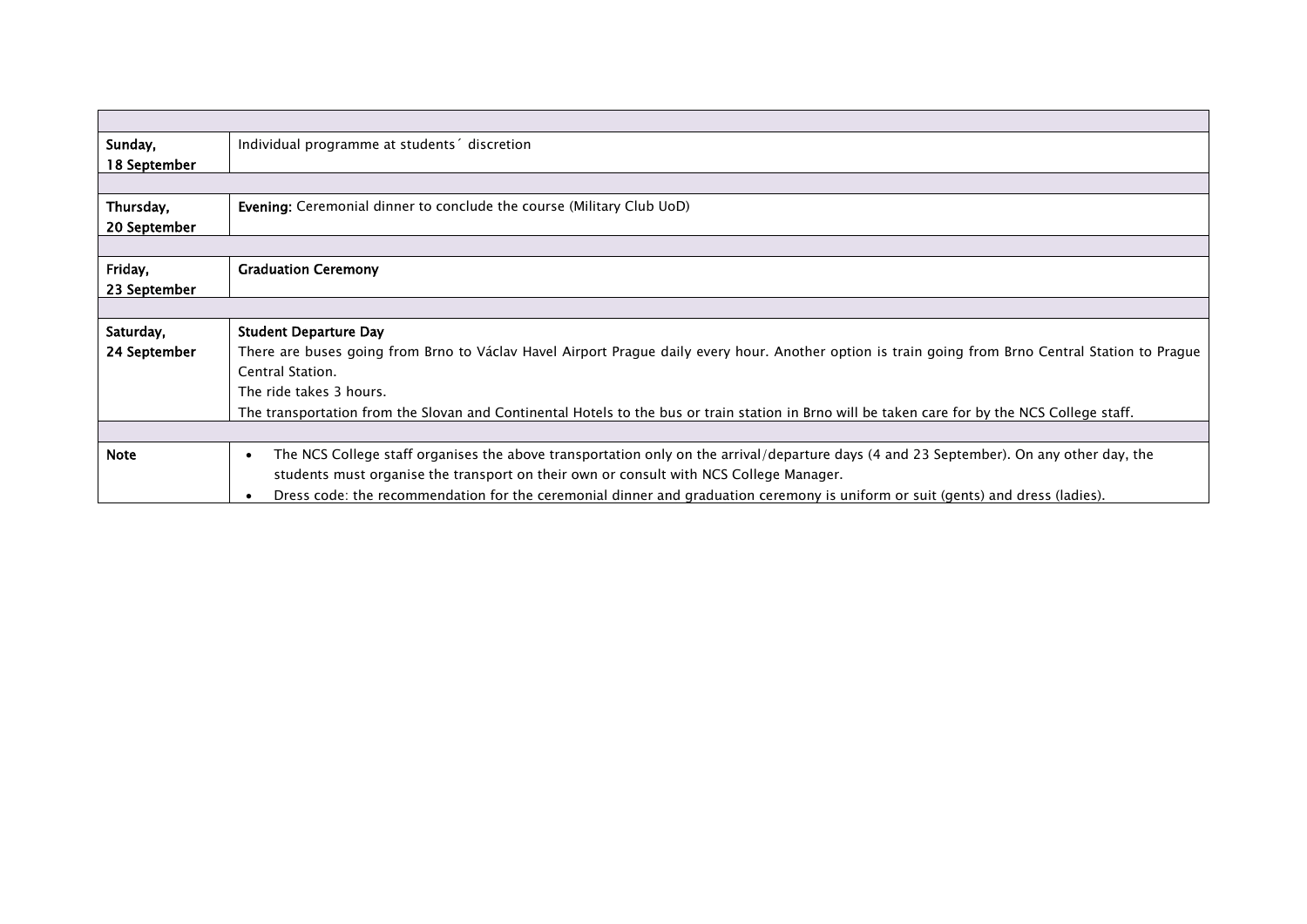| | |
|---|---|
| | |
| **Sunday, 18 September** | Individual programme at students´ discretion |
| | |
| **Thursday, 20 September** | **Evening:** Ceremonial dinner to conclude the course (Military Club UoD) |
| | |
| **Friday, 23 September** | **Graduation Ceremony** |
| | |
| **Saturday, 24 September** | **Student Departure Day**<br>There are buses going from Brno to Václav Havel Airport Prague daily every hour. Another option is train going from Brno Central Station to Prague Central Station.<br>The ride takes 3 hours.<br>The transportation from the Slovan and Continental Hotels to the bus or train station in Brno will be taken care for by the NCS College staff. |
| | |
| **Note** | • The NCS College staff organises the above transportation only on the arrival/departure days (4 and 23 September). On any other day, the students must organise the transport on their own or consult with NCS College Manager.<br>• Dress code: the recommendation for the ceremonial dinner and graduation ceremony is uniform or suit (gents) and dress (ladies). |